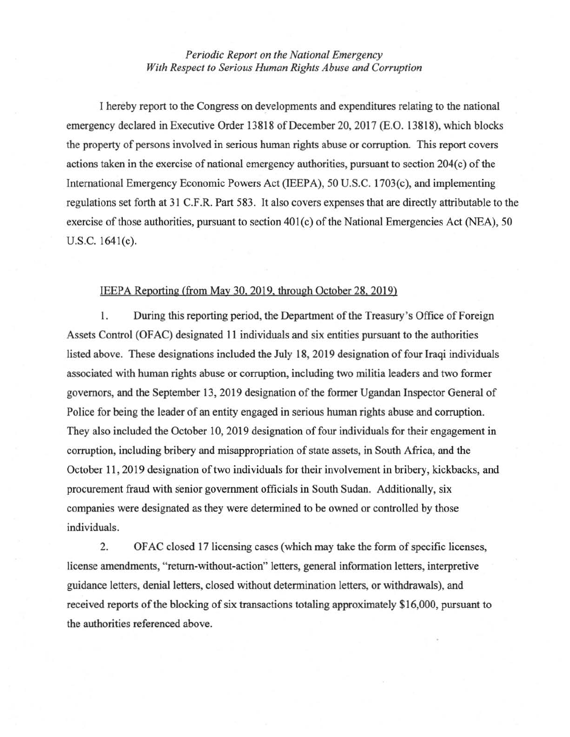*Periodic Report on the National Emergency*
*With Respect to Serious Human Rights Abuse and Corruption*

I hereby report to the Congress on developments and expenditures relating to the national emergency declared in Executive Order 13818 of December 20, 2017 (E.O. 13818), which blocks the property of persons involved in serious human rights abuse or corruption. This report covers actions taken in the exercise of national emergency authorities, pursuant to section 204(c) of the International Emergency Economic Powers Act (IEEPA), 50 U.S.C. 1703(c), and implementing regulations set forth at 31 C.F.R. Part 583. It also covers expenses that are directly attributable to the exercise of those authorities, pursuant to section 401(c) of the National Emergencies Act (NEA), 50 U.S.C. 1641(c).

IEEPA Reporting (from May 30, 2019, through October 28, 2019)

1. During this reporting period, the Department of the Treasury's Office of Foreign Assets Control (OFAC) designated 11 individuals and six entities pursuant to the authorities listed above. These designations included the July 18, 2019 designation of four Iraqi individuals associated with human rights abuse or corruption, including two militia leaders and two former governors, and the September 13, 2019 designation of the former Ugandan Inspector General of Police for being the leader of an entity engaged in serious human rights abuse and corruption. They also included the October 10, 2019 designation of four individuals for their engagement in corruption, including bribery and misappropriation of state assets, in South Africa, and the October 11, 2019 designation of two individuals for their involvement in bribery, kickbacks, and procurement fraud with senior government officials in South Sudan. Additionally, six companies were designated as they were determined to be owned or controlled by those individuals.

2. OFAC closed 17 licensing cases (which may take the form of specific licenses, license amendments, "return-without-action" letters, general information letters, interpretive guidance letters, denial letters, closed without determination letters, or withdrawals), and received reports of the blocking of six transactions totaling approximately $16,000, pursuant to the authorities referenced above.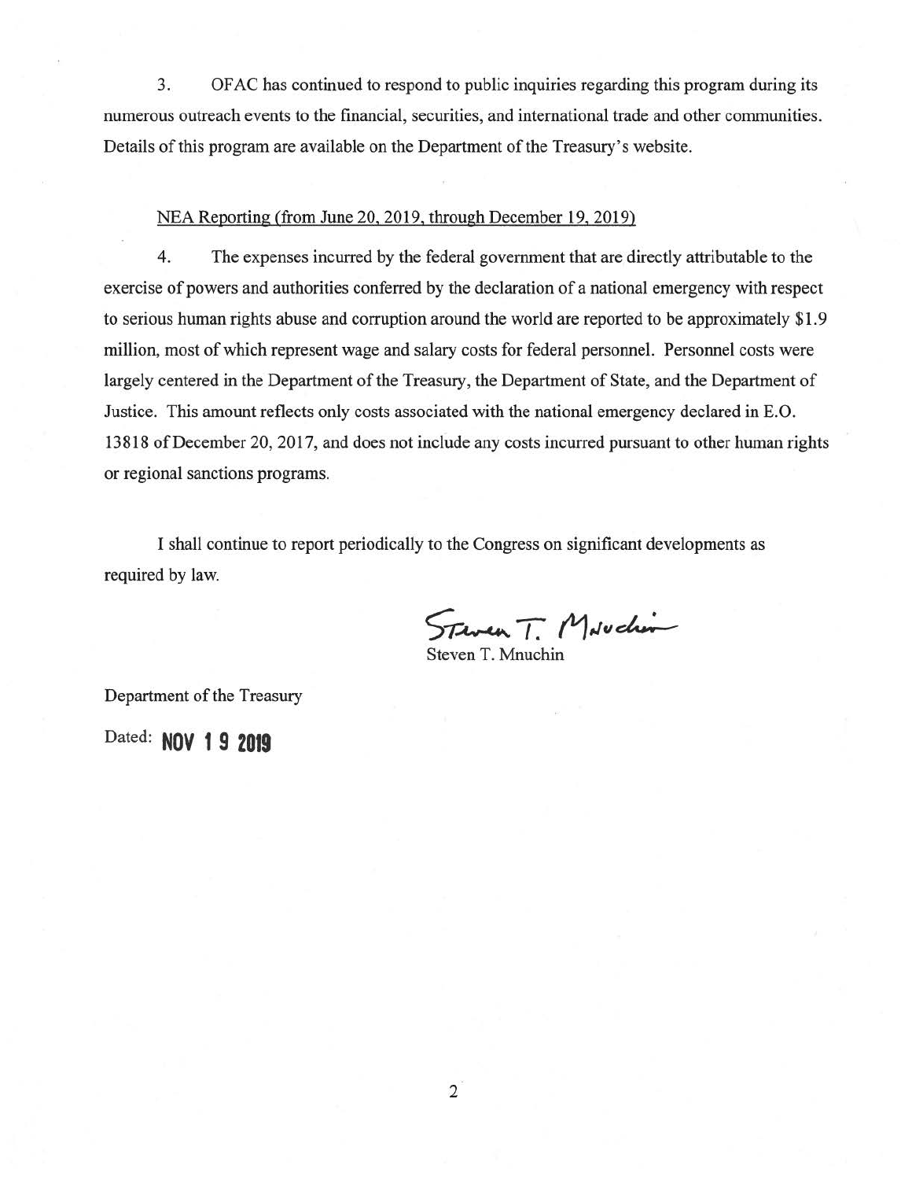3. OFAC has continued to respond to public inquiries regarding this program during its numerous outreach events to the financial, securities, and international trade and other communities. Details of this program are available on the Department of the Treasury's website.

<u>NEA Reporting (from June 20, 2019, through December 19, 2019)</u>

4. The expenses incurred by the federal government that are directly attributable to the exercise of powers and authorities conferred by the declaration of a national emergency with respect to serious human rights abuse and corruption around the world are reported to be approximately $1.9 million, most of which represent wage and salary costs for federal personnel. Personnel costs were largely centered in the Department of the Treasury, the Department of State, and the Department of Justice. This amount reflects only costs associated with the national emergency declared in E.O. 13818 of December 20, 2017, and does not include any costs incurred pursuant to other human rights or regional sanctions programs.

I shall continue to report periodically to the Congress on significant developments as required by law.

Steven T. Mnuchin

Steven T. Mnuchin

Department of the Treasury

Dated: **NOV 1 9 2019**